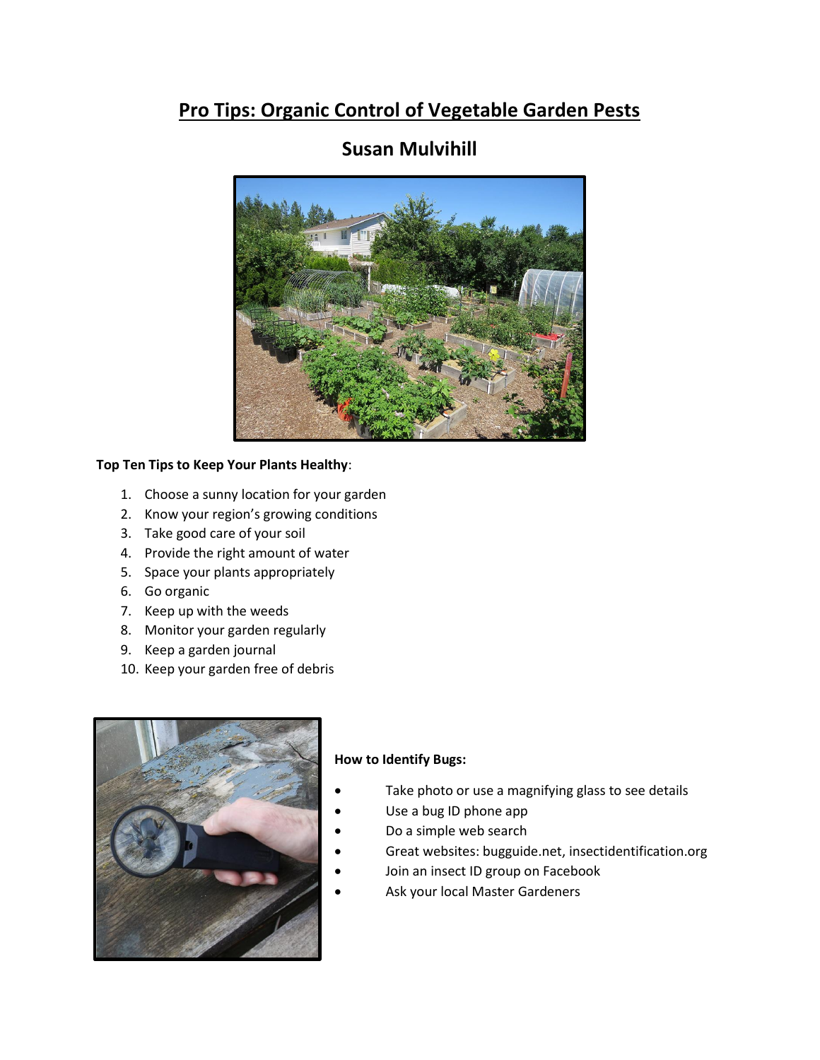# Pro Tips: Organic Control of Vegetable Garden Pests

## Susan Mulvihill

**Top Ten Tips to Keep Your Plants Healthy**:

1. Choose a sunny location for your garden
2. Know your region's growing conditions
3. Take good care of your soil
4. Provide the right amount of water
5. Space your plants appropriately
6. Go organic
7. Keep up with the weeds
8. Monitor your garden regularly
9. Keep a garden journal
10. Keep your garden free of debris

**How to Identify Bugs:**

- Take photo or use a magnifying glass to see details
- Use a bug ID phone app
- Do a simple web search
- Great websites: bugguide.net, insectidentification.org
- Join an insect ID group on Facebook
- Ask your local Master Gardeners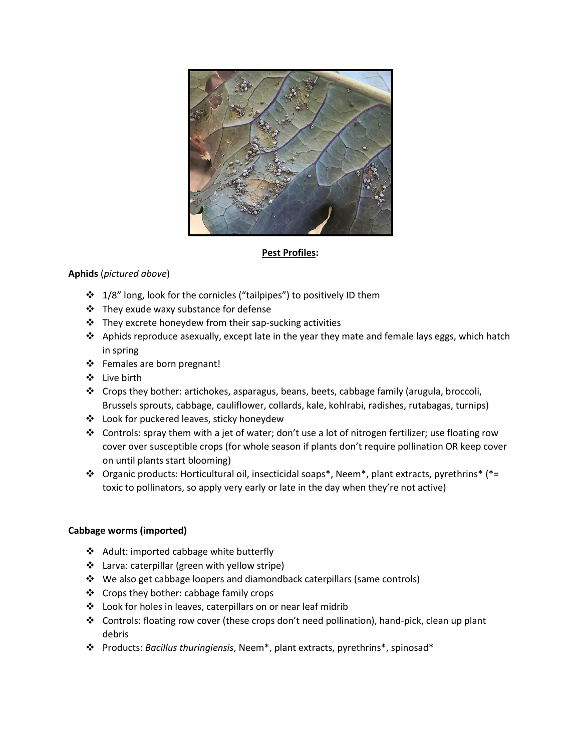**Pest Profiles:**

**Aphids** (*pictured above*)

- 1/8" long, look for the cornicles ("tailpipes") to positively ID them
- They exude waxy substance for defense
- They excrete honeydew from their sap-sucking activities
- Aphids reproduce asexually, except late in the year they mate and female lays eggs, which hatch in spring
- Females are born pregnant!
- Live birth
- Crops they bother: artichokes, asparagus, beans, beets, cabbage family (arugula, broccoli, Brussels sprouts, cabbage, cauliflower, collards, kale, kohlrabi, radishes, rutabagas, turnips)
- Look for puckered leaves, sticky honeydew
- Controls: spray them with a jet of water; don't use a lot of nitrogen fertilizer; use floating row cover over susceptible crops (for whole season if plants don't require pollination OR keep cover on until plants start blooming)
- Organic products: Horticultural oil, insecticidal soaps*, Neem*, plant extracts, pyrethrins* (*= toxic to pollinators, so apply very early or late in the day when they're not active)

**Cabbage worms (imported)**

- Adult: imported cabbage white butterfly
- Larva: caterpillar (green with yellow stripe)
- We also get cabbage loopers and diamondback caterpillars (same controls)
- Crops they bother: cabbage family crops
- Look for holes in leaves, caterpillars on or near leaf midrib
- Controls: floating row cover (these crops don't need pollination), hand-pick, clean up plant debris
- Products: *Bacillus thuringiensis*, Neem*, plant extracts, pyrethrins*, spinosad*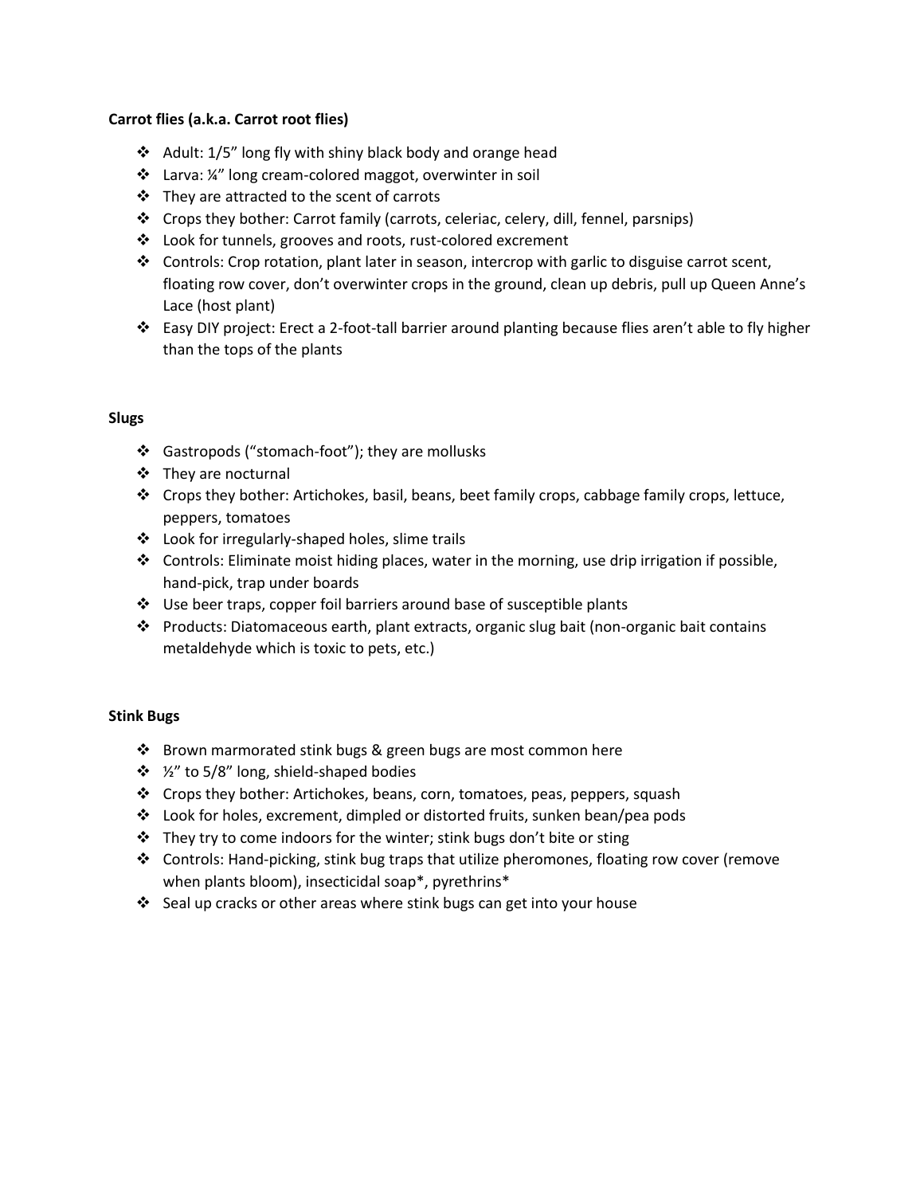**Carrot flies (a.k.a. Carrot root flies)**

- Adult: 1/5" long fly with shiny black body and orange head
- Larva: ¼" long cream-colored maggot, overwinter in soil
- They are attracted to the scent of carrots
- Crops they bother: Carrot family (carrots, celeriac, celery, dill, fennel, parsnips)
- Look for tunnels, grooves and roots, rust-colored excrement
- Controls: Crop rotation, plant later in season, intercrop with garlic to disguise carrot scent, floating row cover, don't overwinter crops in the ground, clean up debris, pull up Queen Anne's Lace (host plant)
- Easy DIY project: Erect a 2-foot-tall barrier around planting because flies aren't able to fly higher than the tops of the plants

**Slugs**

- Gastropods ("stomach-foot"); they are mollusks
- They are nocturnal
- Crops they bother: Artichokes, basil, beans, beet family crops, cabbage family crops, lettuce, peppers, tomatoes
- Look for irregularly-shaped holes, slime trails
- Controls: Eliminate moist hiding places, water in the morning, use drip irrigation if possible, hand-pick, trap under boards
- Use beer traps, copper foil barriers around base of susceptible plants
- Products: Diatomaceous earth, plant extracts, organic slug bait (non-organic bait contains metaldehyde which is toxic to pets, etc.)

**Stink Bugs**

- Brown marmorated stink bugs & green bugs are most common here
- ½" to 5/8" long, shield-shaped bodies
- Crops they bother: Artichokes, beans, corn, tomatoes, peas, peppers, squash
- Look for holes, excrement, dimpled or distorted fruits, sunken bean/pea pods
- They try to come indoors for the winter; stink bugs don't bite or sting
- Controls: Hand-picking, stink bug traps that utilize pheromones, floating row cover (remove when plants bloom), insecticidal soap*, pyrethrins*
- Seal up cracks or other areas where stink bugs can get into your house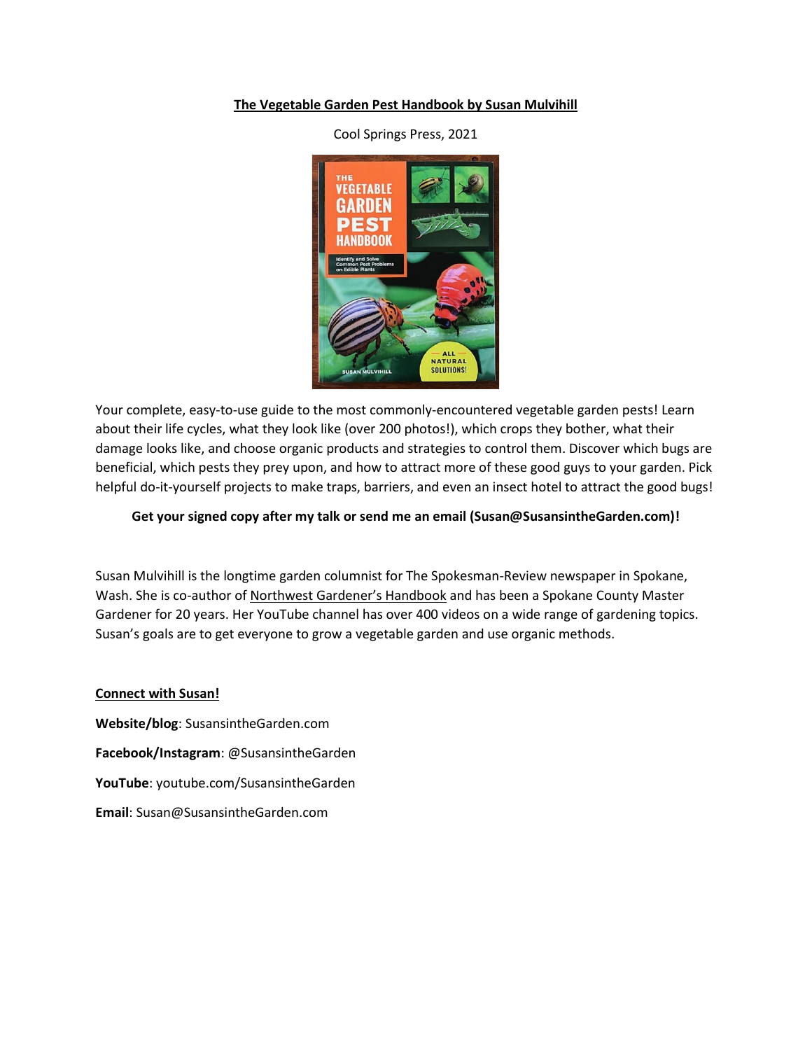**The Vegetable Garden Pest Handbook by Susan Mulvihill**

Cool Springs Press, 2021

Your complete, easy-to-use guide to the most commonly-encountered vegetable garden pests! Learn about their life cycles, what they look like (over 200 photos!), which crops they bother, what their damage looks like, and choose organic products and strategies to control them. Discover which bugs are beneficial, which pests they prey upon, and how to attract more of these good guys to your garden. Pick helpful do-it-yourself projects to make traps, barriers, and even an insect hotel to attract the good bugs!

**Get your signed copy after my talk or send me an email (Susan@SusansintheGarden.com)!**

Susan Mulvihill is the longtime garden columnist for The Spokesman-Review newspaper in Spokane, Wash. She is co-author of Northwest Gardener's Handbook and has been a Spokane County Master Gardener for 20 years. Her YouTube channel has over 400 videos on a wide range of gardening topics. Susan's goals are to get everyone to grow a vegetable garden and use organic methods.

**Connect with Susan!**

**Website/blog**: SusansintheGarden.com

**Facebook/Instagram**: @SusansintheGarden

**YouTube**: youtube.com/SusansintheGarden

**Email**: Susan@SusansintheGarden.com